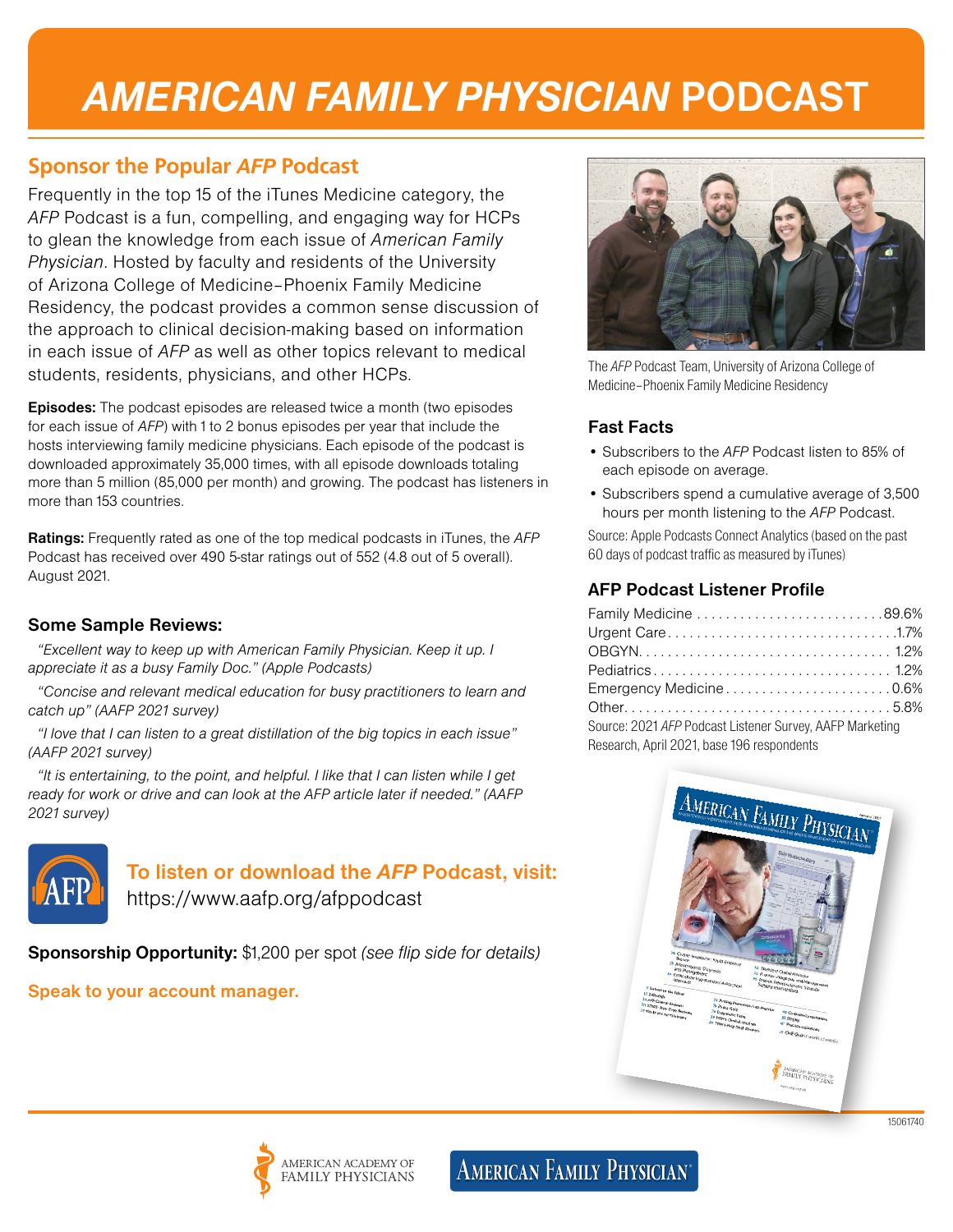# *AMERICAN FAMILY PHYSICIAN* PODCAST

## Sponsor the Popular *AFP* Podcast

Frequently in the top 15 of the iTunes Medicine category, the *AFP* Podcast is a fun, compelling, and engaging way for HCPs to glean the knowledge from each issue of *American Family Physician*. Hosted by faculty and residents of the University of Arizona College of Medicine–Phoenix Family Medicine Residency, the podcast provides a common sense discussion of the approach to clinical decision-making based on information in each issue of *AFP* as well as other topics relevant to medical students, residents, physicians, and other HCPs.

**Episodes:** The podcast episodes are released twice a month (two episodes for each issue of *AFP*) with 1 to 2 bonus episodes per year that include the hosts interviewing family medicine physicians. Each episode of the podcast is downloaded approximately 35,000 times, with all episode downloads totaling more than 5 million (85,000 per month) and growing. The podcast has listeners in more than 153 countries.

**Ratings:** Frequently rated as one of the top medical podcasts in iTunes, the *AFP* Podcast has received over 490 5-star ratings out of 552 (4.8 out of 5 overall). August 2021.

### Some Sample Reviews:

*"Excellent way to keep up with American Family Physician. Keep it up. I appreciate it as a busy Family Doc." (Apple Podcasts)*

*"Concise and relevant medical education for busy practitioners to learn and catch up" (AAFP 2021 survey)*

*"I love that I can listen to a great distillation of the big topics in each issue" (AAFP 2021 survey)*

*"It is entertaining, to the point, and helpful. I like that I can listen while I get ready for work or drive and can look at the AFP article later if needed." (AAFP 2021 survey)*

## To listen or download the *AFP* Podcast, visit:

https://www.aafp.org/afppodcast

**Sponsorship Opportunity:** $1,200 per spot *(see flip side for details)*

**Speak to your account manager.**

The *AFP* Podcast Team, University of Arizona College of Medicine–Phoenix Family Medicine Residency

### Fast Facts

- Subscribers to the *AFP* Podcast listen to 85% of each episode on average.
- Subscribers spend a cumulative average of 3,500 hours per month listening to the *AFP* Podcast.

Source: Apple Podcasts Connect Analytics (based on the past 60 days of podcast traffic as measured by iTunes)

### AFP Podcast Listener Profile

| Specialty | Percent |
|---|---|
| Family Medicine | 89.6% |
| Urgent Care | 1.7% |
| OBGYN | 1.2% |
| Pediatrics | 1.2% |
| Emergency Medicine | 0.6% |
| Other | 5.8% |

Source: 2021 *AFP* Podcast Listener Survey, AAFP Marketing Research, April 2021, base 196 respondents

15061740

AMERICAN ACADEMY OF FAMILY PHYSICIANS

AMERICAN FAMILY PHYSICIAN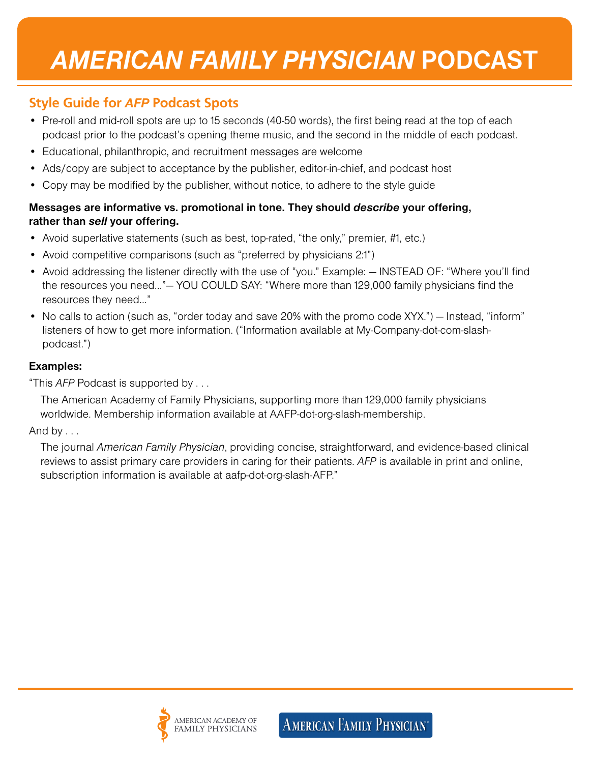# *AMERICAN FAMILY PHYSICIAN* PODCAST

## Style Guide for *AFP* Podcast Spots

- Pre-roll and mid-roll spots are up to 15 seconds (40-50 words), the first being read at the top of each podcast prior to the podcast's opening theme music, and the second in the middle of each podcast.
- Educational, philanthropic, and recruitment messages are welcome
- Ads/copy are subject to acceptance by the publisher, editor-in-chief, and podcast host
- Copy may be modified by the publisher, without notice, to adhere to the style guide

**Messages are informative vs. promotional in tone. They should *describe* your offering, rather than *sell* your offering.**

- Avoid superlative statements (such as best, top-rated, "the only," premier, #1, etc.)
- Avoid competitive comparisons (such as "preferred by physicians 2:1")
- Avoid addressing the listener directly with the use of "you." Example: — INSTEAD OF: "Where you'll find the resources you need..."— YOU COULD SAY: "Where more than 129,000 family physicians find the resources they need..."
- No calls to action (such as, "order today and save 20% with the promo code XYX.") — Instead, "inform" listeners of how to get more information. ("Information available at My-Company-dot-com-slash-podcast.")

**Examples:**

"This *AFP* Podcast is supported by . . .

The American Academy of Family Physicians, supporting more than 129,000 family physicians worldwide. Membership information available at AAFP-dot-org-slash-membership.

And by . . .

The journal *American Family Physician*, providing concise, straightforward, and evidence-based clinical reviews to assist primary care providers in caring for their patients. *AFP* is available in print and online, subscription information is available at aafp-dot-org-slash-AFP."

AMERICAN ACADEMY OF FAMILY PHYSICIANS

AMERICAN FAMILY PHYSICIAN®